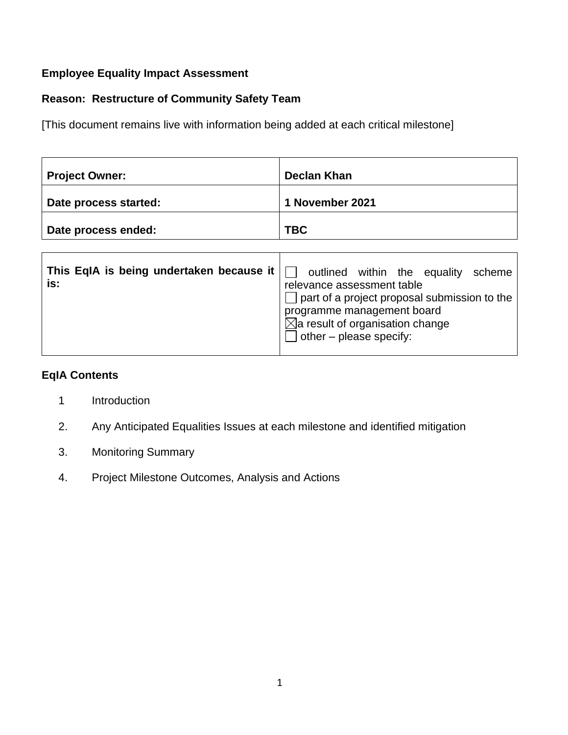**Employee Equality Impact Assessment**

**Reason: Restructure of Community Safety Team**

[This document remains live with information being added at each critical milestone]

| **Project Owner:** | **Declan Khan** |
|---|---|
| **Date process started:** | **1 November 2021** |
| **Date process ended:** | **TBC** |

| **This EqIA is being undertaken because it is:** | ☐ outlined within the equality scheme relevance assessment table<br>☐ part of a project proposal submission to the programme management board<br>☒ a result of organisation change<br>☐ other – please specify: |
|---|---|

**EqIA Contents**

1 Introduction

2. Any Anticipated Equalities Issues at each milestone and identified mitigation

3. Monitoring Summary

4. Project Milestone Outcomes, Analysis and Actions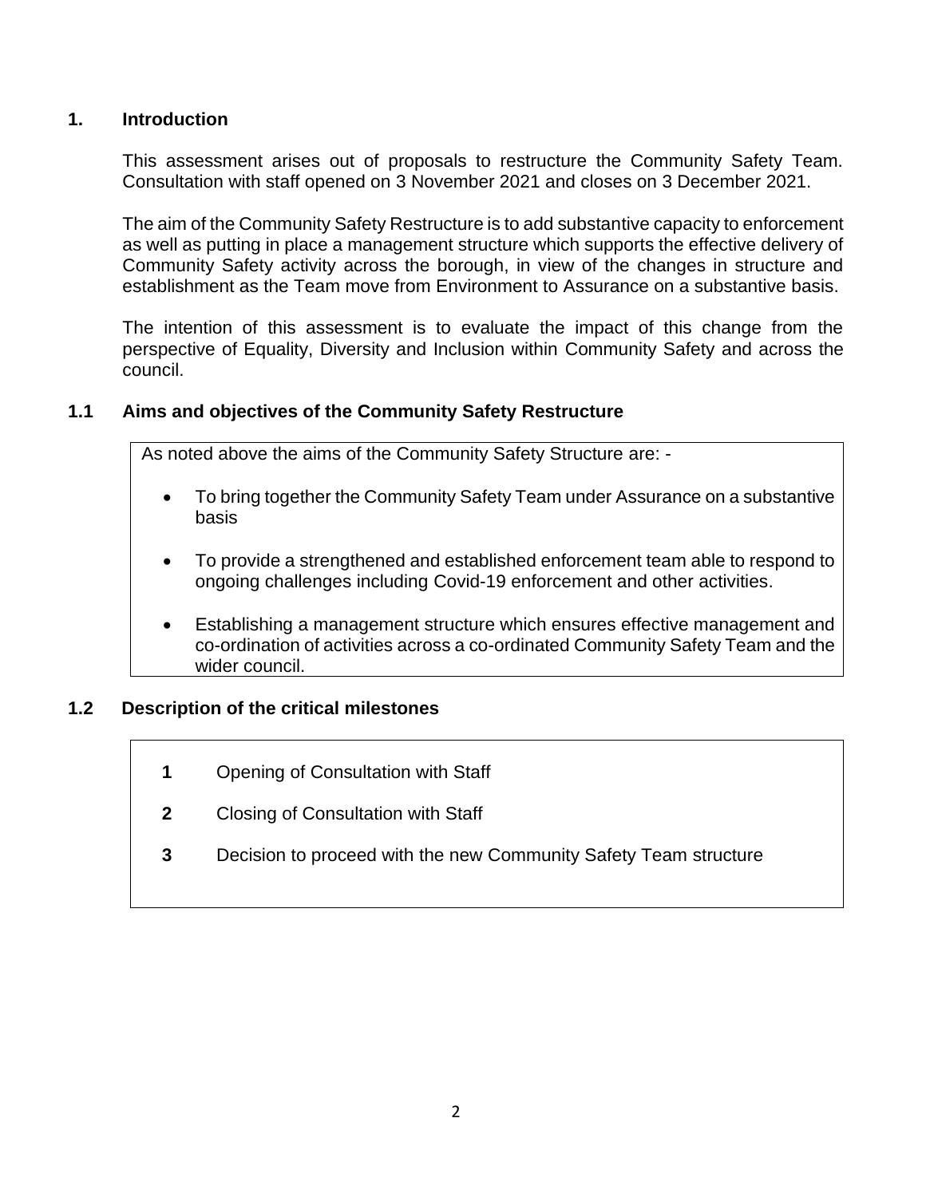## 1. Introduction

This assessment arises out of proposals to restructure the Community Safety Team. Consultation with staff opened on 3 November 2021 and closes on 3 December 2021.

The aim of the Community Safety Restructure is to add substantive capacity to enforcement as well as putting in place a management structure which supports the effective delivery of Community Safety activity across the borough, in view of the changes in structure and establishment as the Team move from Environment to Assurance on a substantive basis.

The intention of this assessment is to evaluate the impact of this change from the perspective of Equality, Diversity and Inclusion within Community Safety and across the council.

### 1.1 Aims and objectives of the Community Safety Restructure

As noted above the aims of the Community Safety Structure are: -

- To bring together the Community Safety Team under Assurance on a substantive basis
- To provide a strengthened and established enforcement team able to respond to ongoing challenges including Covid-19 enforcement and other activities.
- Establishing a management structure which ensures effective management and co-ordination of activities across a co-ordinated Community Safety Team and the wider council.

### 1.2 Description of the critical milestones

**1** Opening of Consultation with Staff

**2** Closing of Consultation with Staff

**3** Decision to proceed with the new Community Safety Team structure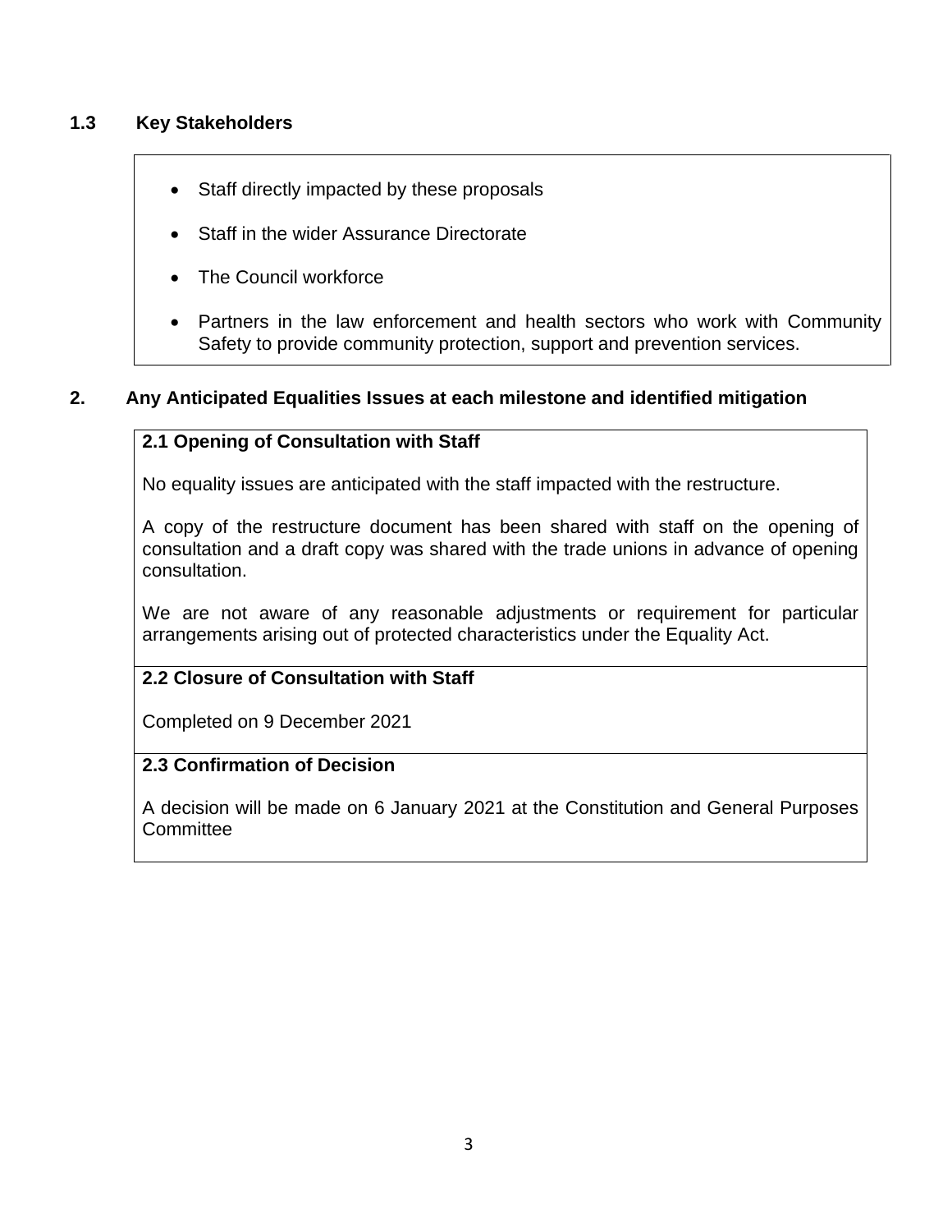### 1.3 Key Stakeholders

- Staff directly impacted by these proposals
- Staff in the wider Assurance Directorate
- The Council workforce
- Partners in the law enforcement and health sectors who work with Community Safety to provide community protection, support and prevention services.

## 2. Any Anticipated Equalities Issues at each milestone and identified mitigation

**2.1 Opening of Consultation with Staff**

No equality issues are anticipated with the staff impacted with the restructure.

A copy of the restructure document has been shared with staff on the opening of consultation and a draft copy was shared with the trade unions in advance of opening consultation.

We are not aware of any reasonable adjustments or requirement for particular arrangements arising out of protected characteristics under the Equality Act.

**2.2 Closure of Consultation with Staff**

Completed on 9 December 2021

**2.3 Confirmation of Decision**

A decision will be made on 6 January 2021 at the Constitution and General Purposes Committee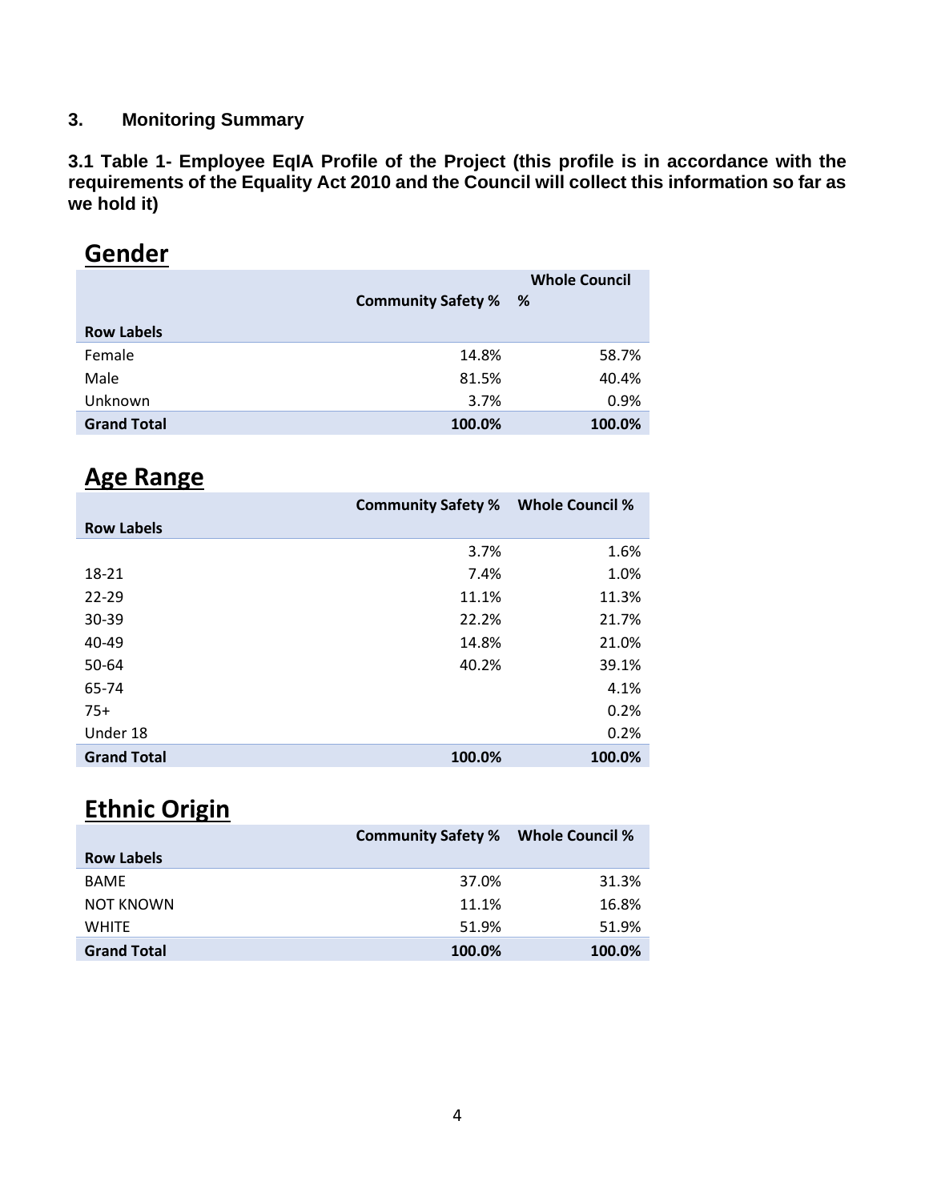## 3. Monitoring Summary

**3.1 Table 1- Employee EqIA Profile of the Project (this profile is in accordance with the requirements of the Equality Act 2010 and the Council will collect this information so far as we hold it)**

## Gender

| Row Labels | Community Safety % | Whole Council % |
|---|---|---|
| Female | 14.8% | 58.7% |
| Male | 81.5% | 40.4% |
| Unknown | 3.7% | 0.9% |
| **Grand Total** | **100.0%** | **100.0%** |

## Age Range

| Row Labels | Community Safety % | Whole Council % |
|---|---|---|
| | 3.7% | 1.6% |
| 18-21 | 7.4% | 1.0% |
| 22-29 | 11.1% | 11.3% |
| 30-39 | 22.2% | 21.7% |
| 40-49 | 14.8% | 21.0% |
| 50-64 | 40.2% | 39.1% |
| 65-74 | | 4.1% |
| 75+ | | 0.2% |
| Under 18 | | 0.2% |
| **Grand Total** | **100.0%** | **100.0%** |

## Ethnic Origin

| Row Labels | Community Safety % | Whole Council % |
|---|---|---|
| BAME | 37.0% | 31.3% |
| NOT KNOWN | 11.1% | 16.8% |
| WHITE | 51.9% | 51.9% |
| **Grand Total** | **100.0%** | **100.0%** |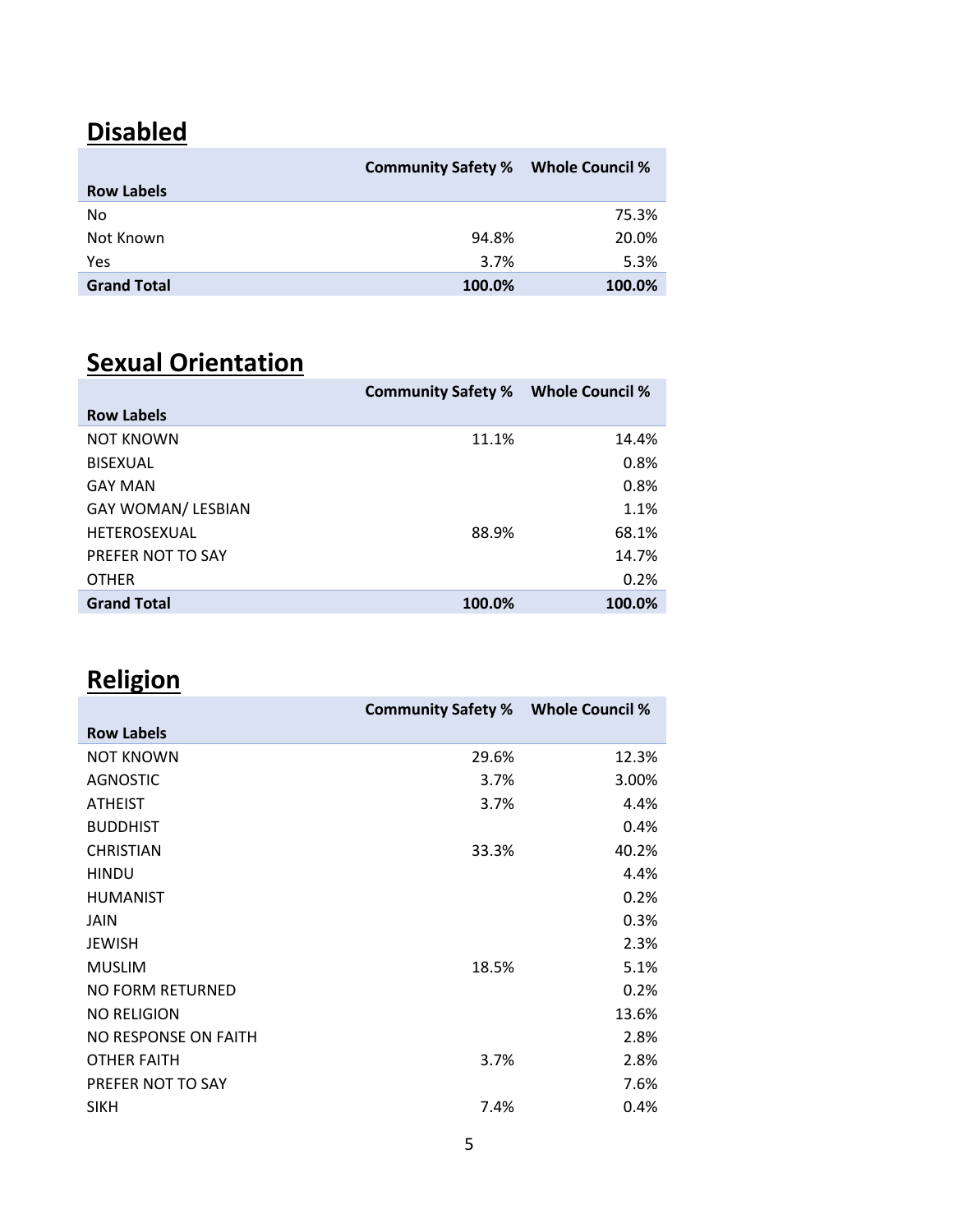## Disabled

| Row Labels | Community Safety % | Whole Council % |
|---|---|---|
| No | | 75.3% |
| Not Known | 94.8% | 20.0% |
| Yes | 3.7% | 5.3% |
| **Grand Total** | **100.0%** | **100.0%** |

## Sexual Orientation

| Row Labels | Community Safety % | Whole Council % |
|---|---|---|
| NOT KNOWN | 11.1% | 14.4% |
| BISEXUAL | | 0.8% |
| GAY MAN | | 0.8% |
| GAY WOMAN/ LESBIAN | | 1.1% |
| HETEROSEXUAL | 88.9% | 68.1% |
| PREFER NOT TO SAY | | 14.7% |
| OTHER | | 0.2% |
| **Grand Total** | **100.0%** | **100.0%** |

## Religion

| Row Labels | Community Safety % | Whole Council % |
|---|---|---|
| NOT KNOWN | 29.6% | 12.3% |
| AGNOSTIC | 3.7% | 3.00% |
| ATHEIST | 3.7% | 4.4% |
| BUDDHIST | | 0.4% |
| CHRISTIAN | 33.3% | 40.2% |
| HINDU | | 4.4% |
| HUMANIST | | 0.2% |
| JAIN | | 0.3% |
| JEWISH | | 2.3% |
| MUSLIM | 18.5% | 5.1% |
| NO FORM RETURNED | | 0.2% |
| NO RELIGION | | 13.6% |
| NO RESPONSE ON FAITH | | 2.8% |
| OTHER FAITH | 3.7% | 2.8% |
| PREFER NOT TO SAY | | 7.6% |
| SIKH | 7.4% | 0.4% |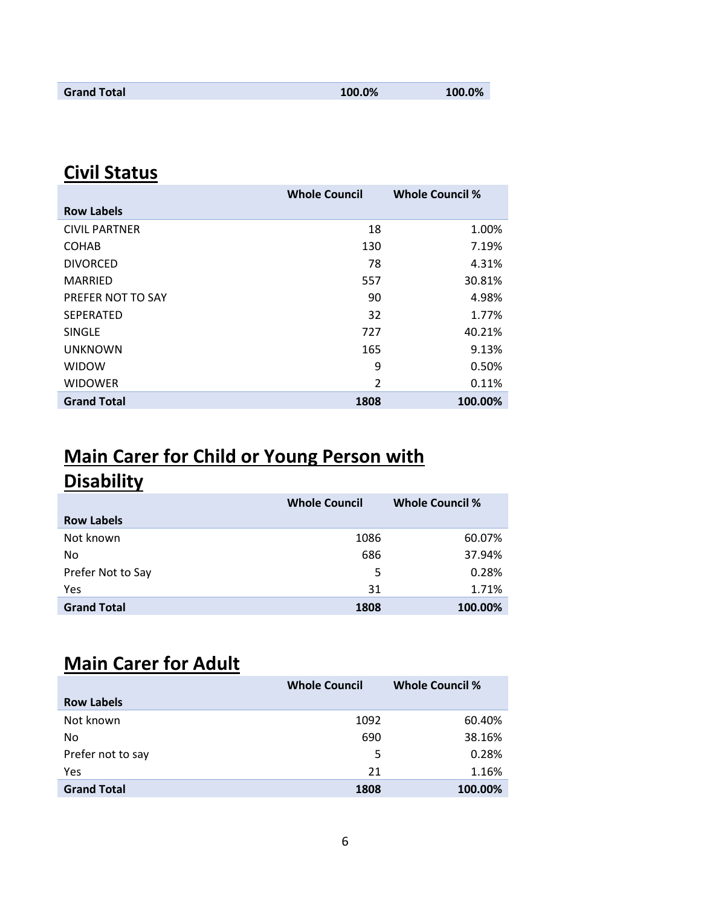| Grand Total | 100.0% | 100.0% |
|---|---|---|

## Civil Status

| Row Labels | Whole Council | Whole Council % |
|---|---|---|
| CIVIL PARTNER | 18 | 1.00% |
| COHAB | 130 | 7.19% |
| DIVORCED | 78 | 4.31% |
| MARRIED | 557 | 30.81% |
| PREFER NOT TO SAY | 90 | 4.98% |
| SEPERATED | 32 | 1.77% |
| SINGLE | 727 | 40.21% |
| UNKNOWN | 165 | 9.13% |
| WIDOW | 9 | 0.50% |
| WIDOWER | 2 | 0.11% |
| **Grand Total** | **1808** | **100.00%** |

## Main Carer for Child or Young Person with Disability

| Row Labels | Whole Council | Whole Council % |
|---|---|---|
| Not known | 1086 | 60.07% |
| No | 686 | 37.94% |
| Prefer Not to Say | 5 | 0.28% |
| Yes | 31 | 1.71% |
| **Grand Total** | **1808** | **100.00%** |

## Main Carer for Adult

| Row Labels | Whole Council | Whole Council % |
|---|---|---|
| Not known | 1092 | 60.40% |
| No | 690 | 38.16% |
| Prefer not to say | 5 | 0.28% |
| Yes | 21 | 1.16% |
| **Grand Total** | **1808** | **100.00%** |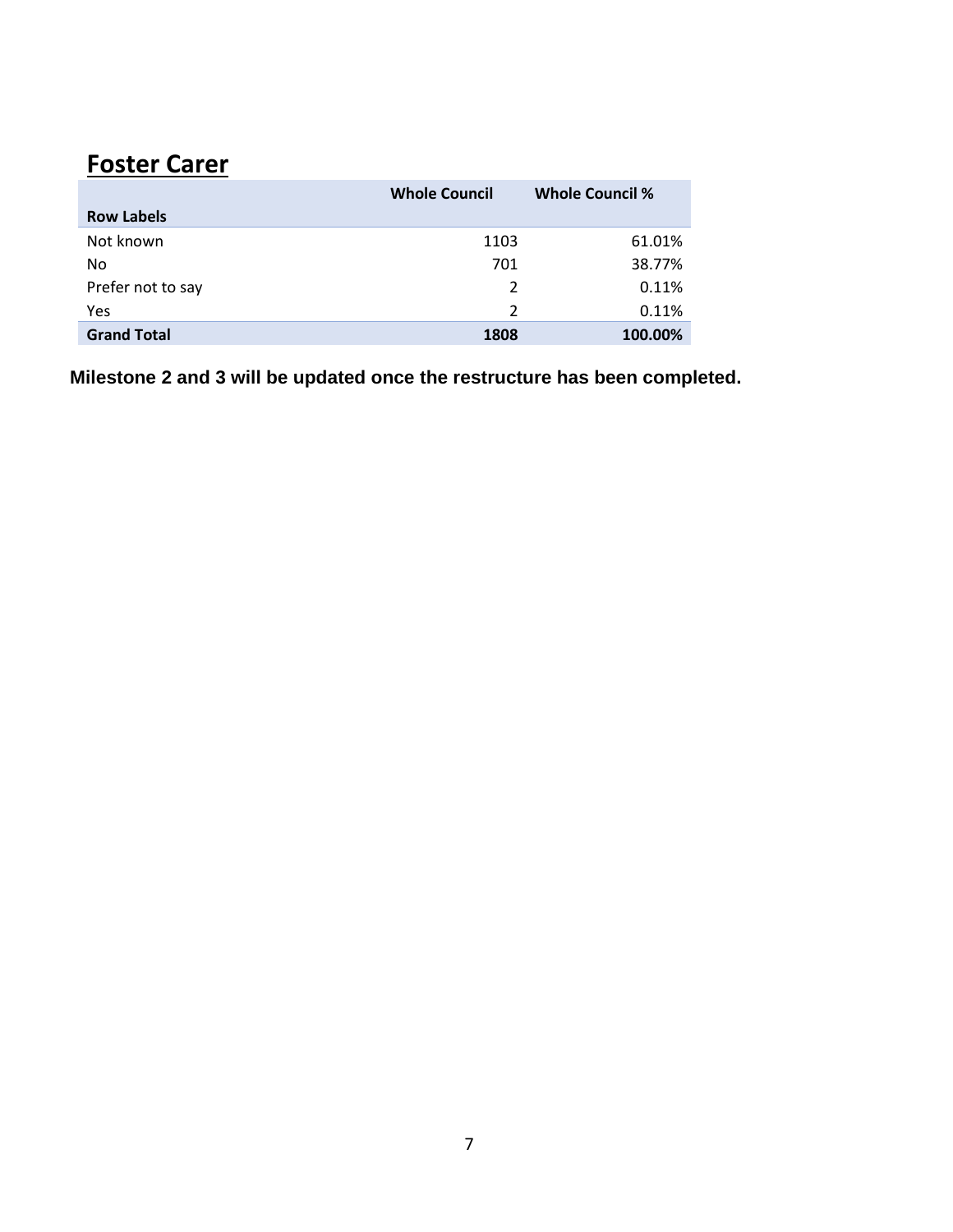## Foster Carer

| Row Labels | Whole Council | Whole Council % |
| --- | --- | --- |
| Not known | 1103 | 61.01% |
| No | 701 | 38.77% |
| Prefer not to say | 2 | 0.11% |
| Yes | 2 | 0.11% |
| **Grand Total** | **1808** | **100.00%** |

**Milestone 2 and 3 will be updated once the restructure has been completed.**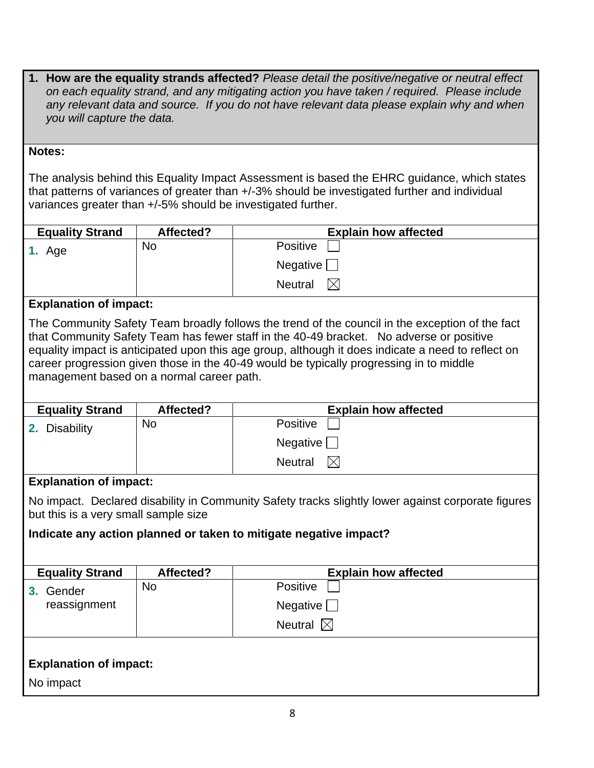**1. How are the equality strands affected?** *Please detail the positive/negative or neutral effect on each equality strand, and any mitigating action you have taken / required. Please include any relevant data and source. If you do not have relevant data please explain why and when you will capture the data.*

**Notes:**

The analysis behind this Equality Impact Assessment is based the EHRC guidance, which states that patterns of variances of greater than +/-3% should be investigated further and individual variances greater than +/-5% should be investigated further.

| Equality Strand | Affected? | Explain how affected |
|---|---|---|
| 1. Age | No | Positive ☐<br>Negative ☐<br>Neutral ☒ |

**Explanation of impact:**

The Community Safety Team broadly follows the trend of the council in the exception of the fact that Community Safety Team has fewer staff in the 40-49 bracket. No adverse or positive equality impact is anticipated upon this age group, although it does indicate a need to reflect on career progression given those in the 40-49 would be typically progressing in to middle management based on a normal career path.

| Equality Strand | Affected? | Explain how affected |
|---|---|---|
| 2. Disability | No | Positive ☐<br>Negative ☐<br>Neutral ☒ |

**Explanation of impact:**

No impact. Declared disability in Community Safety tracks slightly lower against corporate figures but this is a very small sample size

**Indicate any action planned or taken to mitigate negative impact?**

| Equality Strand | Affected? | Explain how affected |
|---|---|---|
| 3. Gender reassignment | No | Positive ☐<br>Negative ☐<br>Neutral ☒ |

**Explanation of impact:**

No impact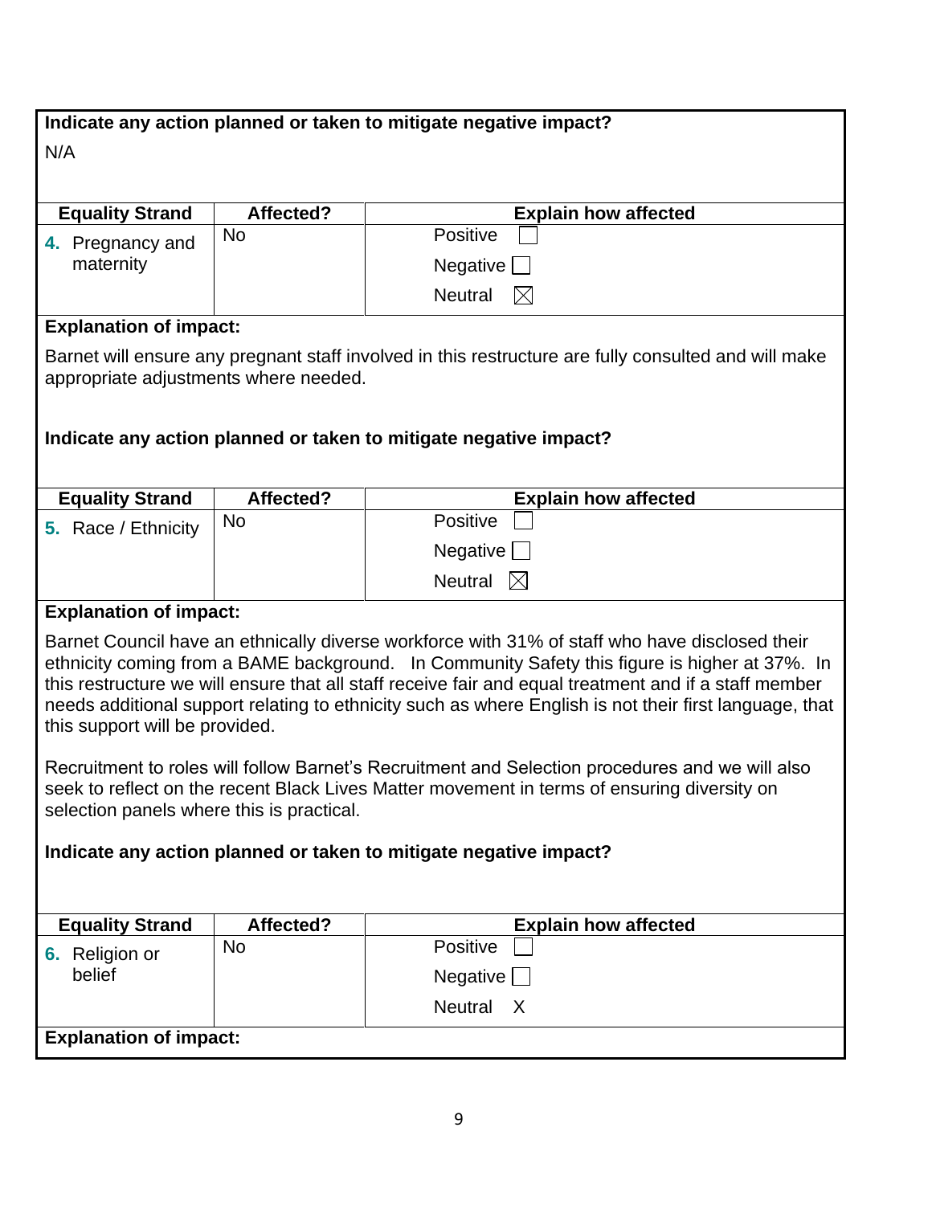**Indicate any action planned or taken to mitigate negative impact?**

N/A

| Equality Strand | Affected? | Explain how affected |
|---|---|---|
| **4.** Pregnancy and maternity | No | Positive ☐<br>Negative ☐<br>Neutral ☒ |

**Explanation of impact:**

Barnet will ensure any pregnant staff involved in this restructure are fully consulted and will make appropriate adjustments where needed.

**Indicate any action planned or taken to mitigate negative impact?**

| Equality Strand | Affected? | Explain how affected |
|---|---|---|
| **5.** Race / Ethnicity | No | Positive ☐<br>Negative ☐<br>Neutral ☒ |

**Explanation of impact:**

Barnet Council have an ethnically diverse workforce with 31% of staff who have disclosed their ethnicity coming from a BAME background. In Community Safety this figure is higher at 37%. In this restructure we will ensure that all staff receive fair and equal treatment and if a staff member needs additional support relating to ethnicity such as where English is not their first language, that this support will be provided.

Recruitment to roles will follow Barnet's Recruitment and Selection procedures and we will also seek to reflect on the recent Black Lives Matter movement in terms of ensuring diversity on selection panels where this is practical.

**Indicate any action planned or taken to mitigate negative impact?**

| Equality Strand | Affected? | Explain how affected |
|---|---|---|
| **6.** Religion or belief | No | Positive ☐<br>Negative ☐<br>Neutral X |

**Explanation of impact:**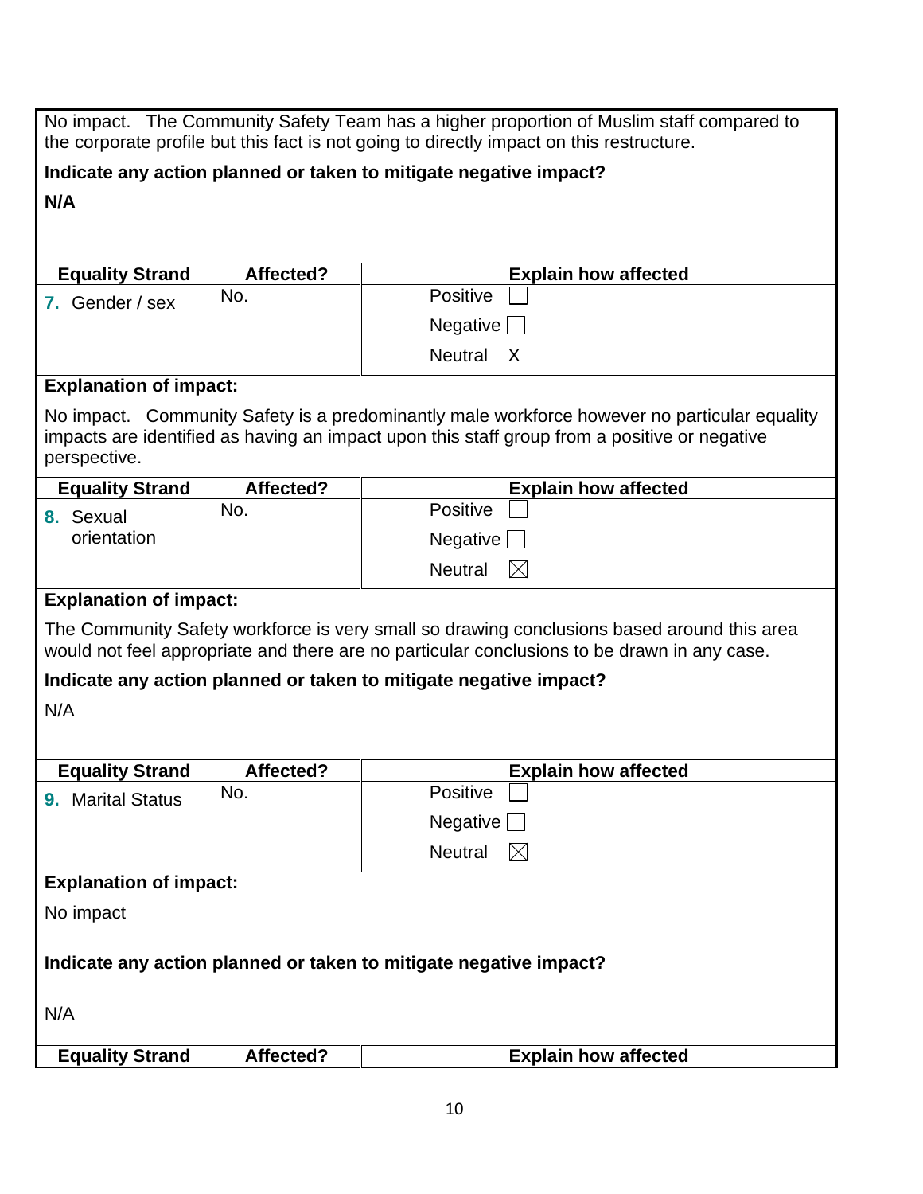No impact. The Community Safety Team has a higher proportion of Muslim staff compared to the corporate profile but this fact is not going to directly impact on this restructure.

**Indicate any action planned or taken to mitigate negative impact?**

**N/A**

| Equality Strand | Affected? | Explain how affected |
|---|---|---|
| 7. Gender / sex | No. | Positive ☐<br>Negative ☐<br>Neutral X |

**Explanation of impact:**

No impact. Community Safety is a predominantly male workforce however no particular equality impacts are identified as having an impact upon this staff group from a positive or negative perspective.

| Equality Strand | Affected? | Explain how affected |
|---|---|---|
| 8. Sexual orientation | No. | Positive ☐<br>Negative ☐<br>Neutral ☒ |

**Explanation of impact:**

The Community Safety workforce is very small so drawing conclusions based around this area would not feel appropriate and there are no particular conclusions to be drawn in any case.

**Indicate any action planned or taken to mitigate negative impact?**

N/A

| Equality Strand | Affected? | Explain how affected |
|---|---|---|
| 9. Marital Status | No. | Positive ☐<br>Negative ☐<br>Neutral ☒ |

**Explanation of impact:**

No impact

**Indicate any action planned or taken to mitigate negative impact?**

N/A

| Equality Strand | Affected? | Explain how affected |
|---|---|---|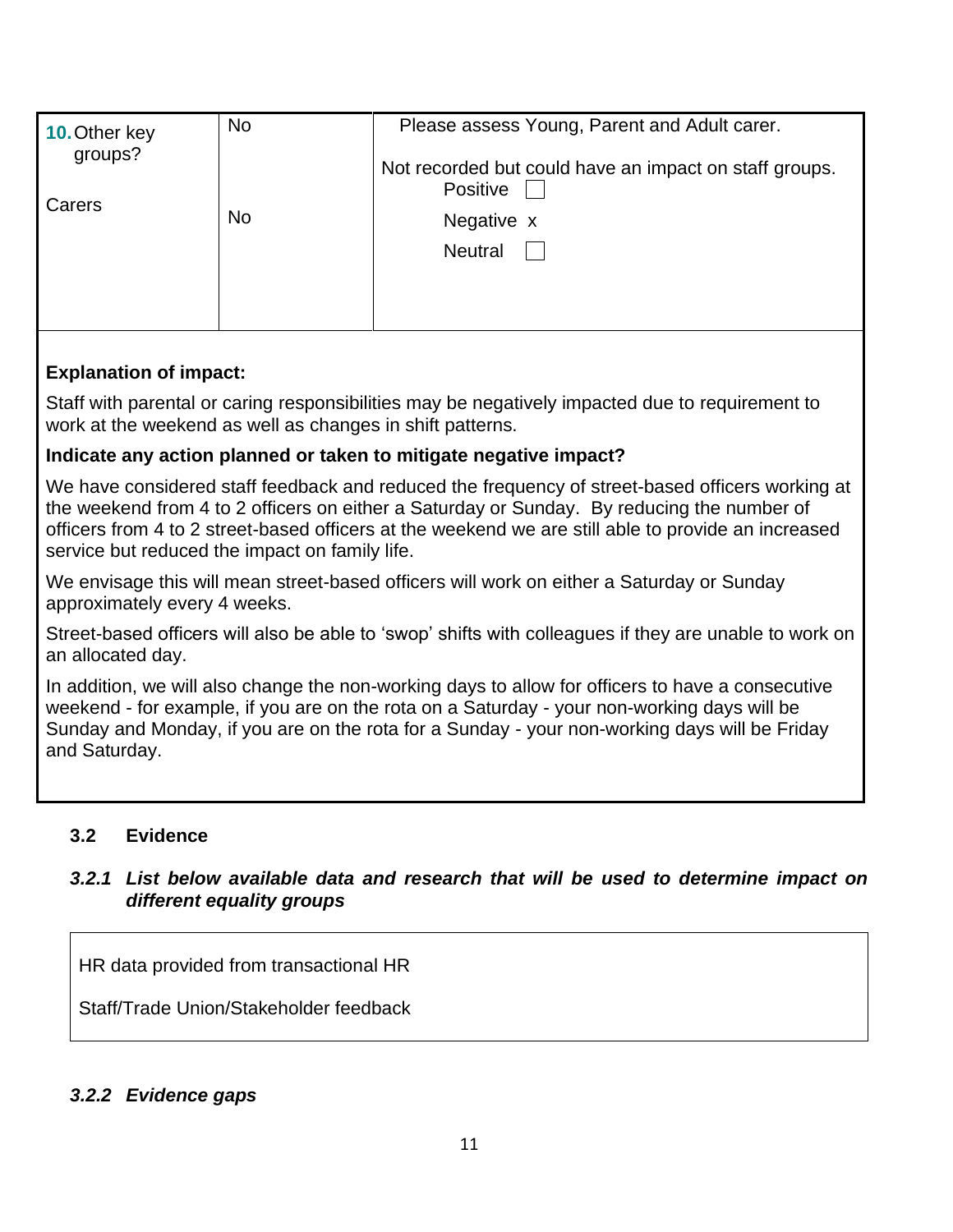| **10.** Other key groups? | No | Please assess Young, Parent and Adult carer. |
|---|---|---|
| Carers | No | Not recorded but could have an impact on staff groups.<br>Positive ☐<br>Negative x<br>Neutral ☐ |

**Explanation of impact:**

Staff with parental or caring responsibilities may be negatively impacted due to requirement to work at the weekend as well as changes in shift patterns.

**Indicate any action planned or taken to mitigate negative impact?**

We have considered staff feedback and reduced the frequency of street-based officers working at the weekend from 4 to 2 officers on either a Saturday or Sunday. By reducing the number of officers from 4 to 2 street-based officers at the weekend we are still able to provide an increased service but reduced the impact on family life.

We envisage this will mean street-based officers will work on either a Saturday or Sunday approximately every 4 weeks.

Street-based officers will also be able to 'swop' shifts with colleagues if they are unable to work on an allocated day.

In addition, we will also change the non-working days to allow for officers to have a consecutive weekend - for example, if you are on the rota on a Saturday - your non-working days will be Sunday and Monday, if you are on the rota for a Sunday - your non-working days will be Friday and Saturday.

### 3.2 Evidence

#### *3.2.1 List below available data and research that will be used to determine impact on different equality groups*

HR data provided from transactional HR

Staff/Trade Union/Stakeholder feedback

#### *3.2.2 Evidence gaps*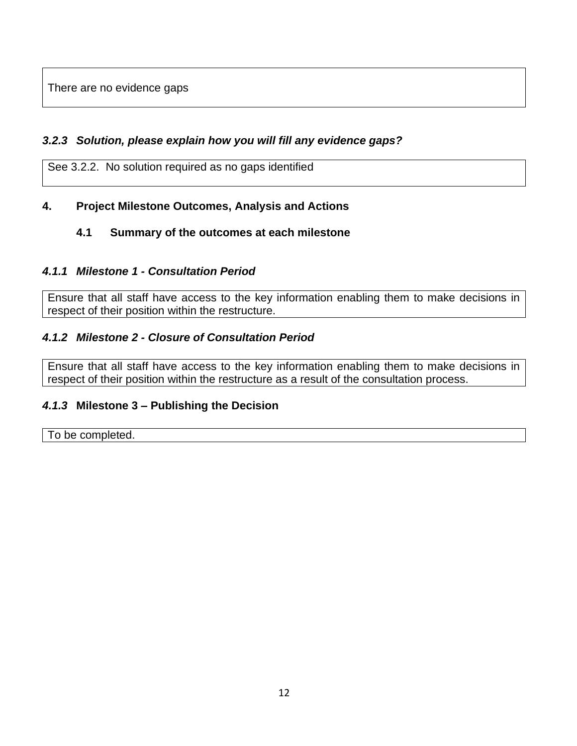There are no evidence gaps

### *3.2.3 Solution, please explain how you will fill any evidence gaps?*

See 3.2.2. No solution required as no gaps identified

## 4. Project Milestone Outcomes, Analysis and Actions

### 4.1 Summary of the outcomes at each milestone

#### *4.1.1 Milestone 1 - Consultation Period*

Ensure that all staff have access to the key information enabling them to make decisions in respect of their position within the restructure.

#### *4.1.2 Milestone 2 - Closure of Consultation Period*

Ensure that all staff have access to the key information enabling them to make decisions in respect of their position within the restructure as a result of the consultation process.

#### *4.1.3* Milestone 3 – Publishing the Decision

To be completed.